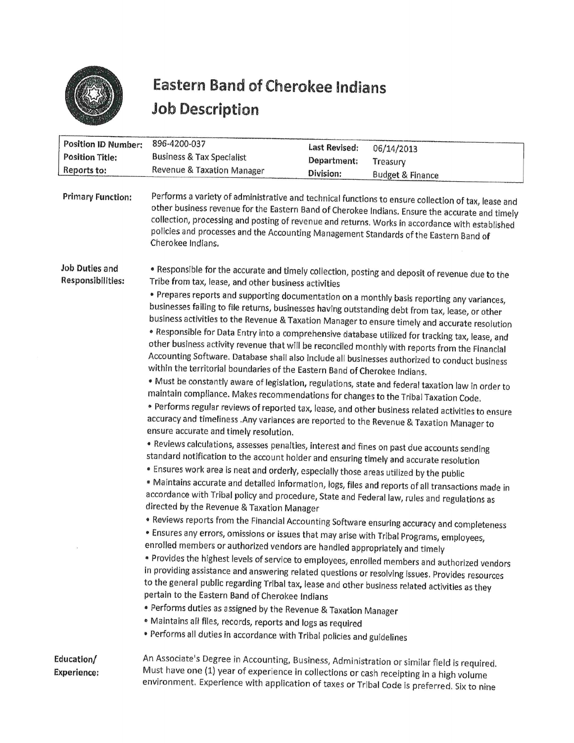# Eastern Band of Cherokee Indians
## Job Description

| | | | |
|---|---|---|---|
| **Position ID Number:** | 896-4200-037 | **Last Revised:** | 06/14/2013 |
| **Position Title:** | Business & Tax Specialist | **Department:** | Treasury |
| **Reports to:** | Revenue & Taxation Manager | **Division:** | Budget & Finance |

**Primary Function:**

Performs a variety of administrative and technical functions to ensure collection of tax, lease and other business revenue for the Eastern Band of Cherokee Indians. Ensure the accurate and timely collection, processing and posting of revenue and returns. Works in accordance with established policies and processes and the Accounting Management Standards of the Eastern Band of Cherokee Indians.

**Job Duties and Responsibilities:**

- Responsible for the accurate and timely collection, posting and deposit of revenue due to the Tribe from tax, lease, and other business activities
- Prepares reports and supporting documentation on a monthly basis reporting any variances, businesses failing to file returns, businesses having outstanding debt from tax, lease, or other business activities to the Revenue & Taxation Manager to ensure timely and accurate resolution
- Responsible for Data Entry into a comprehensive database utilized for tracking tax, lease, and other business activity revenue that will be reconciled monthly with reports from the Financial Accounting Software. Database shall also include all businesses authorized to conduct business within the territorial boundaries of the Eastern Band of Cherokee Indians.
- Must be constantly aware of legislation, regulations, state and federal taxation law in order to maintain compliance. Makes recommendations for changes to the Tribal Taxation Code.
- Performs regular reviews of reported tax, lease, and other business related activities to ensure accuracy and timeliness .Any variances are reported to the Revenue & Taxation Manager to ensure accurate and timely resolution.
- Reviews calculations, assesses penalties, interest and fines on past due accounts sending standard notification to the account holder and ensuring timely and accurate resolution
- Ensures work area is neat and orderly, especially those areas utilized by the public
- Maintains accurate and detailed information, logs, files and reports of all transactions made in accordance with Tribal policy and procedure, State and Federal law, rules and regulations as directed by the Revenue & Taxation Manager
- Reviews reports from the Financial Accounting Software ensuring accuracy and completeness
- Ensures any errors, omissions or issues that may arise with Tribal Programs, employees, enrolled members or authorized vendors are handled appropriately and timely
- Provides the highest levels of service to employees, enrolled members and authorized vendors in providing assistance and answering related questions or resolving issues. Provides resources to the general public regarding Tribal tax, lease and other business related activities as they pertain to the Eastern Band of Cherokee Indians
- Performs duties as assigned by the Revenue & Taxation Manager
- Maintains all files, records, reports and logs as required
- Performs all duties in accordance with Tribal policies and guidelines

**Education/ Experience:**

An Associate's Degree in Accounting, Business, Administration or similar field is required. Must have one (1) year of experience in collections or cash receipting in a high volume environment. Experience with application of taxes or Tribal Code is preferred. Six to nine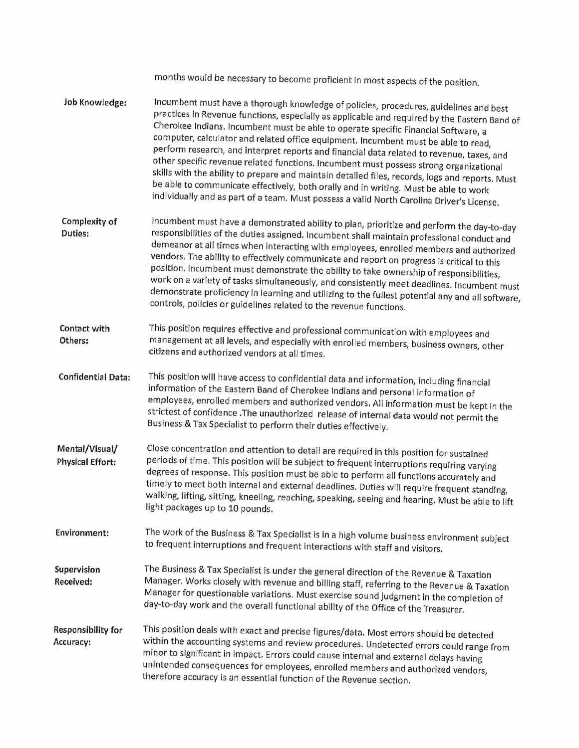months would be necessary to become proficient in most aspects of the position.

**Job Knowledge:** Incumbent must have a thorough knowledge of policies, procedures, guidelines and best practices in Revenue functions, especially as applicable and required by the Eastern Band of Cherokee Indians. Incumbent must be able to operate specific Financial Software, a computer, calculator and related office equipment. Incumbent must be able to read, perform research, and interpret reports and financial data related to revenue, taxes, and other specific revenue related functions. Incumbent must possess strong organizational skills with the ability to prepare and maintain detailed files, records, logs and reports. Must be able to communicate effectively, both orally and in writing. Must be able to work individually and as part of a team. Must possess a valid North Carolina Driver's License.

**Complexity of Duties:** Incumbent must have a demonstrated ability to plan, prioritize and perform the day-to-day responsibilities of the duties assigned. Incumbent shall maintain professional conduct and demeanor at all times when interacting with employees, enrolled members and authorized vendors. The ability to effectively communicate and report on progress is critical to this position. Incumbent must demonstrate the ability to take ownership of responsibilities, work on a variety of tasks simultaneously, and consistently meet deadlines. Incumbent must demonstrate proficiency in learning and utilizing to the fullest potential any and all software, controls, policies or guidelines related to the revenue functions.

**Contact with Others:** This position requires effective and professional communication with employees and management at all levels, and especially with enrolled members, business owners, other citizens and authorized vendors at all times.

**Confidential Data:** This position will have access to confidential data and information, including financial information of the Eastern Band of Cherokee Indians and personal information of employees, enrolled members and authorized vendors. All information must be kept in the strictest of confidence .The unauthorized release of internal data would not permit the Business & Tax Specialist to perform their duties effectively.

**Mental/Visual/ Physical Effort:** Close concentration and attention to detail are required in this position for sustained periods of time. This position will be subject to frequent interruptions requiring varying degrees of response. This position must be able to perform all functions accurately and timely to meet both internal and external deadlines. Duties will require frequent standing, walking, lifting, sitting, kneeling, reaching, speaking, seeing and hearing. Must be able to lift light packages up to 10 pounds.

**Environment:** The work of the Business & Tax Specialist is in a high volume business environment subject to frequent interruptions and frequent interactions with staff and visitors.

**Supervision Received:** The Business & Tax Specialist is under the general direction of the Revenue & Taxation Manager. Works closely with revenue and billing staff, referring to the Revenue & Taxation Manager for questionable variations. Must exercise sound judgment in the completion of day-to-day work and the overall functional ability of the Office of the Treasurer.

**Responsibility for Accuracy:** This position deals with exact and precise figures/data. Most errors should be detected within the accounting systems and review procedures. Undetected errors could range from minor to significant in impact. Errors could cause internal and external delays having unintended consequences for employees, enrolled members and authorized vendors, therefore accuracy is an essential function of the Revenue section.